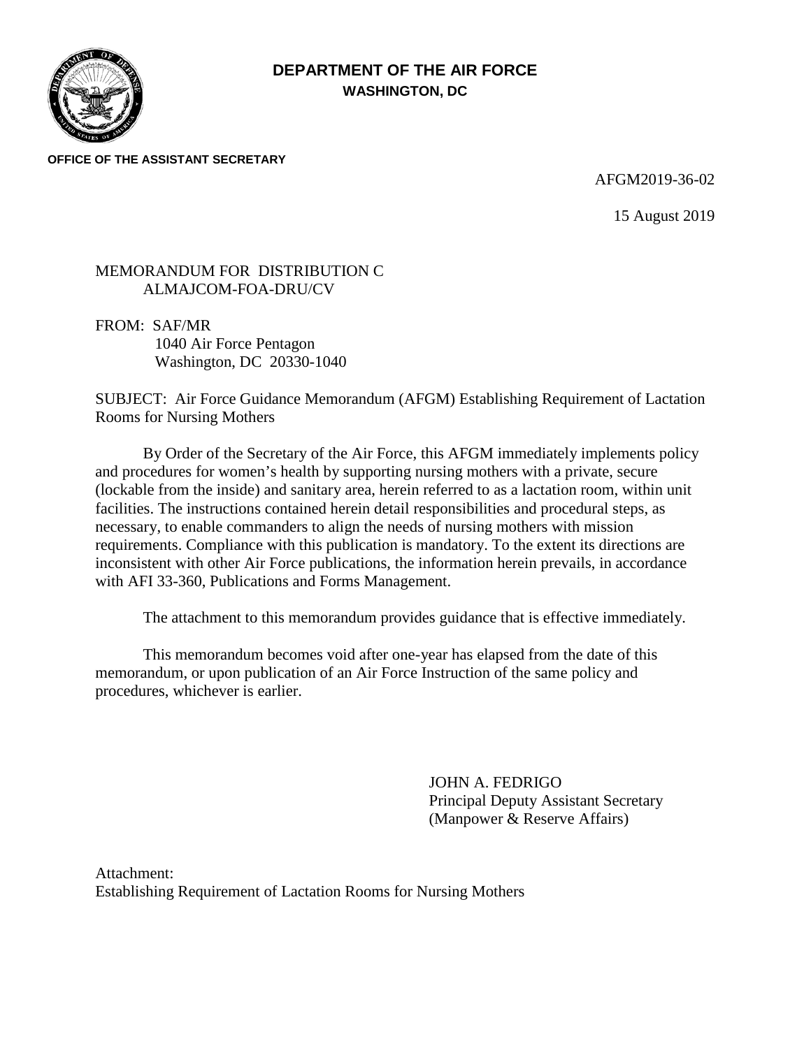**DEPARTMENT OF THE AIR FORCE**
**WASHINGTON, DC**

**OFFICE OF THE ASSISTANT SECRETARY**

AFGM2019-36-02

15 August 2019

MEMORANDUM FOR DISTRIBUTION C
ALMAJCOM-FOA-DRU/CV

FROM: SAF/MR
1040 Air Force Pentagon
Washington, DC 20330-1040

SUBJECT: Air Force Guidance Memorandum (AFGM) Establishing Requirement of Lactation Rooms for Nursing Mothers

By Order of the Secretary of the Air Force, this AFGM immediately implements policy and procedures for women's health by supporting nursing mothers with a private, secure (lockable from the inside) and sanitary area, herein referred to as a lactation room, within unit facilities. The instructions contained herein detail responsibilities and procedural steps, as necessary, to enable commanders to align the needs of nursing mothers with mission requirements. Compliance with this publication is mandatory. To the extent its directions are inconsistent with other Air Force publications, the information herein prevails, in accordance with AFI 33-360, Publications and Forms Management.

The attachment to this memorandum provides guidance that is effective immediately.

This memorandum becomes void after one-year has elapsed from the date of this memorandum, or upon publication of an Air Force Instruction of the same policy and procedures, whichever is earlier.

JOHN A. FEDRIGO
Principal Deputy Assistant Secretary
(Manpower & Reserve Affairs)

Attachment:
Establishing Requirement of Lactation Rooms for Nursing Mothers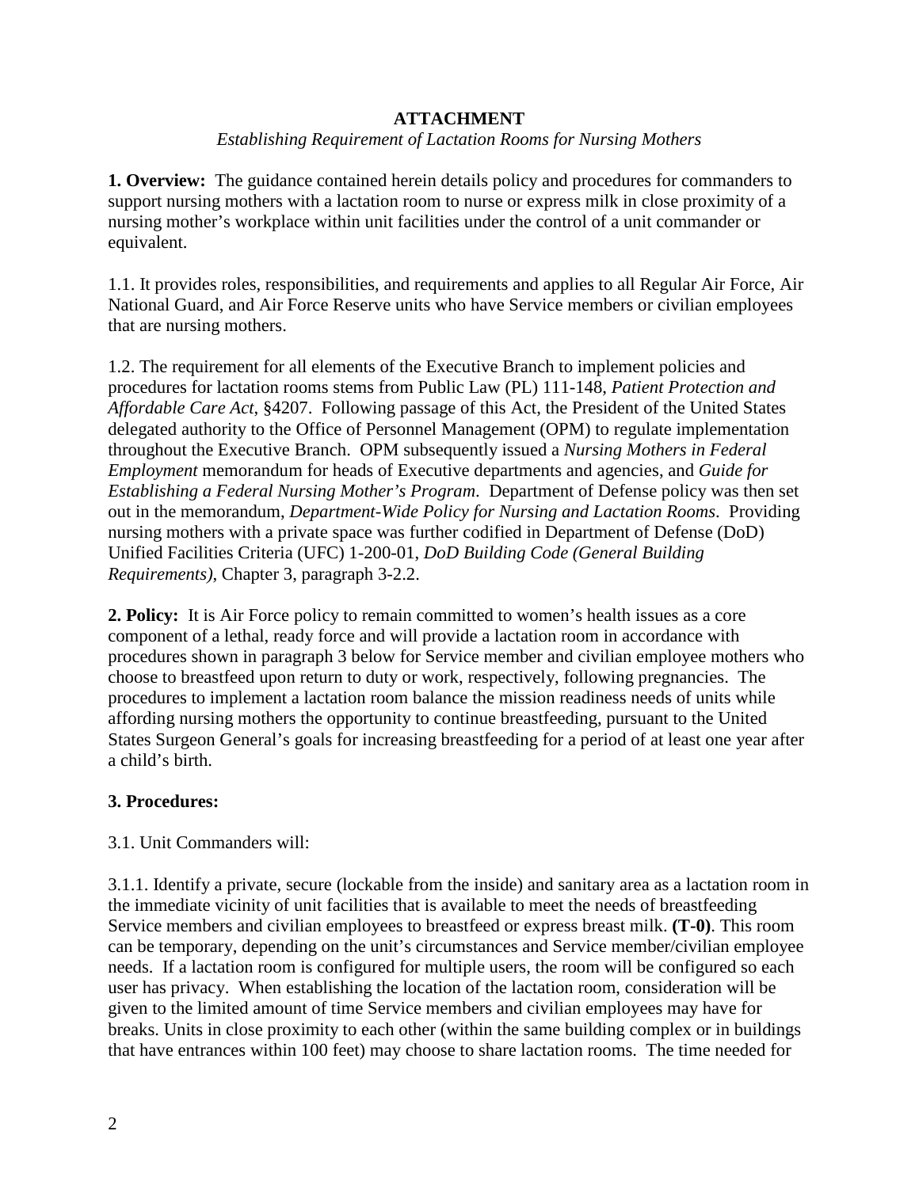**ATTACHMENT**

*Establishing Requirement of Lactation Rooms for Nursing Mothers*

**1. Overview:** The guidance contained herein details policy and procedures for commanders to support nursing mothers with a lactation room to nurse or express milk in close proximity of a nursing mother's workplace within unit facilities under the control of a unit commander or equivalent.

1.1. It provides roles, responsibilities, and requirements and applies to all Regular Air Force, Air National Guard, and Air Force Reserve units who have Service members or civilian employees that are nursing mothers.

1.2. The requirement for all elements of the Executive Branch to implement policies and procedures for lactation rooms stems from Public Law (PL) 111-148, *Patient Protection and Affordable Care Act*, §4207. Following passage of this Act, the President of the United States delegated authority to the Office of Personnel Management (OPM) to regulate implementation throughout the Executive Branch. OPM subsequently issued a *Nursing Mothers in Federal Employment* memorandum for heads of Executive departments and agencies, and *Guide for Establishing a Federal Nursing Mother's Program*. Department of Defense policy was then set out in the memorandum, *Department-Wide Policy for Nursing and Lactation Rooms*. Providing nursing mothers with a private space was further codified in Department of Defense (DoD) Unified Facilities Criteria (UFC) 1-200-01, *DoD Building Code (General Building Requirements)*, Chapter 3, paragraph 3-2.2.

**2. Policy:** It is Air Force policy to remain committed to women's health issues as a core component of a lethal, ready force and will provide a lactation room in accordance with procedures shown in paragraph 3 below for Service member and civilian employee mothers who choose to breastfeed upon return to duty or work, respectively, following pregnancies. The procedures to implement a lactation room balance the mission readiness needs of units while affording nursing mothers the opportunity to continue breastfeeding, pursuant to the United States Surgeon General's goals for increasing breastfeeding for a period of at least one year after a child's birth.

**3. Procedures:**

3.1. Unit Commanders will:

3.1.1. Identify a private, secure (lockable from the inside) and sanitary area as a lactation room in the immediate vicinity of unit facilities that is available to meet the needs of breastfeeding Service members and civilian employees to breastfeed or express breast milk. **(T-0)**. This room can be temporary, depending on the unit's circumstances and Service member/civilian employee needs. If a lactation room is configured for multiple users, the room will be configured so each user has privacy. When establishing the location of the lactation room, consideration will be given to the limited amount of time Service members and civilian employees may have for breaks. Units in close proximity to each other (within the same building complex or in buildings that have entrances within 100 feet) may choose to share lactation rooms. The time needed for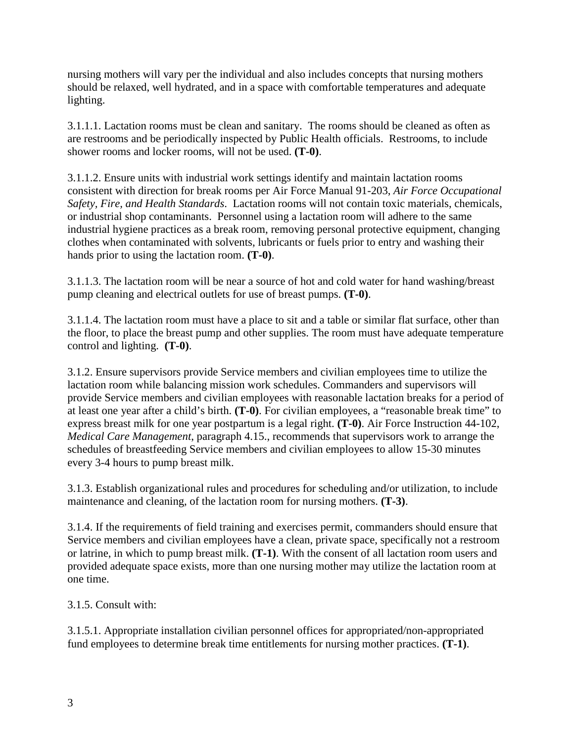nursing mothers will vary per the individual and also includes concepts that nursing mothers should be relaxed, well hydrated, and in a space with comfortable temperatures and adequate lighting.

3.1.1.1. Lactation rooms must be clean and sanitary. The rooms should be cleaned as often as are restrooms and be periodically inspected by Public Health officials. Restrooms, to include shower rooms and locker rooms, will not be used. **(T-0)**.

3.1.1.2. Ensure units with industrial work settings identify and maintain lactation rooms consistent with direction for break rooms per Air Force Manual 91-203, *Air Force Occupational Safety, Fire, and Health Standards*. Lactation rooms will not contain toxic materials, chemicals, or industrial shop contaminants. Personnel using a lactation room will adhere to the same industrial hygiene practices as a break room, removing personal protective equipment, changing clothes when contaminated with solvents, lubricants or fuels prior to entry and washing their hands prior to using the lactation room. **(T-0)**.

3.1.1.3. The lactation room will be near a source of hot and cold water for hand washing/breast pump cleaning and electrical outlets for use of breast pumps. **(T-0)**.

3.1.1.4. The lactation room must have a place to sit and a table or similar flat surface, other than the floor, to place the breast pump and other supplies. The room must have adequate temperature control and lighting. **(T-0)**.

3.1.2. Ensure supervisors provide Service members and civilian employees time to utilize the lactation room while balancing mission work schedules. Commanders and supervisors will provide Service members and civilian employees with reasonable lactation breaks for a period of at least one year after a child's birth. **(T-0)**. For civilian employees, a "reasonable break time" to express breast milk for one year postpartum is a legal right. **(T-0)**. Air Force Instruction 44-102, *Medical Care Management*, paragraph 4.15., recommends that supervisors work to arrange the schedules of breastfeeding Service members and civilian employees to allow 15-30 minutes every 3-4 hours to pump breast milk.

3.1.3. Establish organizational rules and procedures for scheduling and/or utilization, to include maintenance and cleaning, of the lactation room for nursing mothers. **(T-3)**.

3.1.4. If the requirements of field training and exercises permit, commanders should ensure that Service members and civilian employees have a clean, private space, specifically not a restroom or latrine, in which to pump breast milk. **(T-1)**. With the consent of all lactation room users and provided adequate space exists, more than one nursing mother may utilize the lactation room at one time.

3.1.5. Consult with:

3.1.5.1. Appropriate installation civilian personnel offices for appropriated/non-appropriated fund employees to determine break time entitlements for nursing mother practices. **(T-1)**.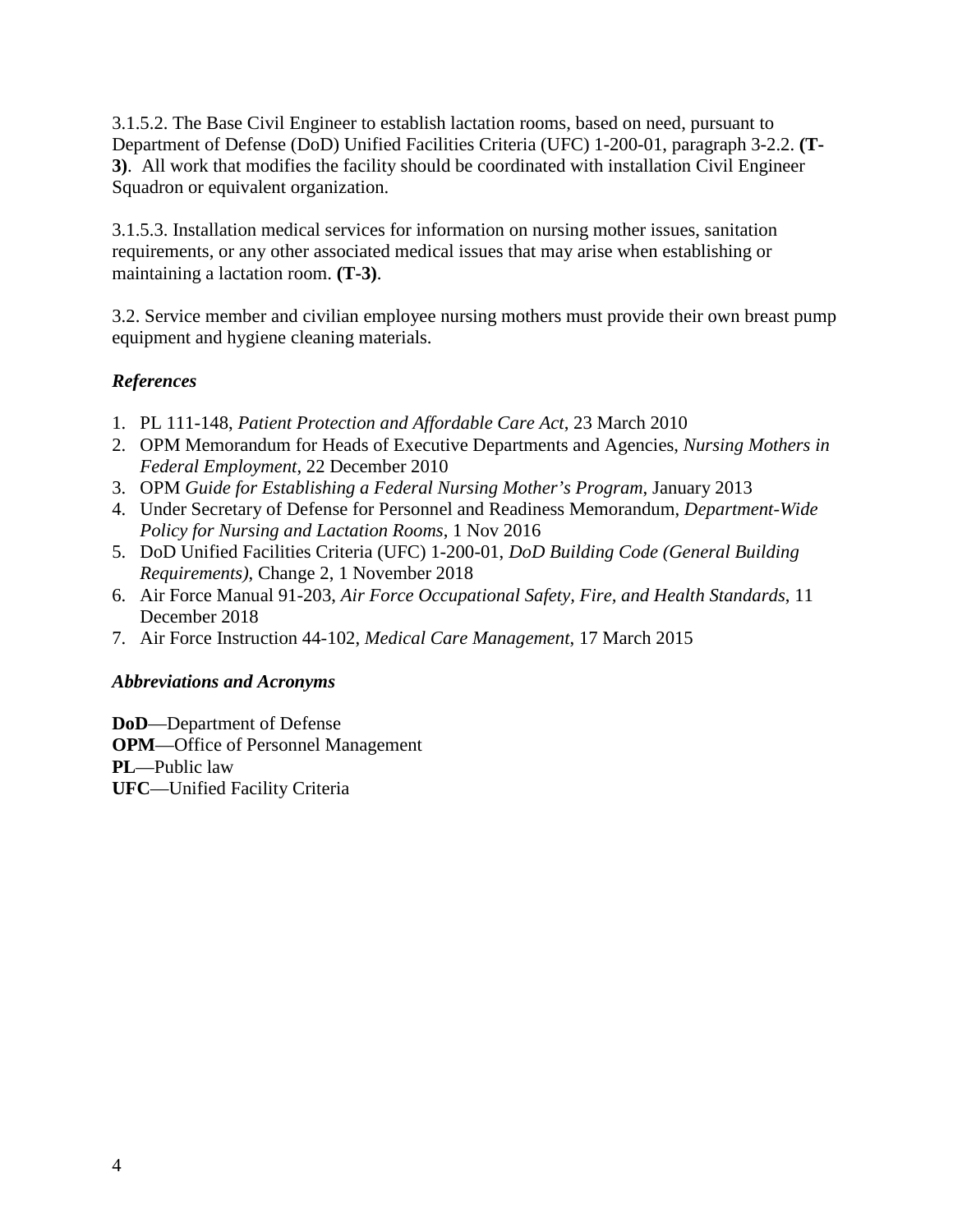3.1.5.2. The Base Civil Engineer to establish lactation rooms, based on need, pursuant to Department of Defense (DoD) Unified Facilities Criteria (UFC) 1-200-01, paragraph 3-2.2. **(T-3)**. All work that modifies the facility should be coordinated with installation Civil Engineer Squadron or equivalent organization.

3.1.5.3. Installation medical services for information on nursing mother issues, sanitation requirements, or any other associated medical issues that may arise when establishing or maintaining a lactation room. **(T-3)**.

3.2. Service member and civilian employee nursing mothers must provide their own breast pump equipment and hygiene cleaning materials.

### *References*

1. PL 111-148, *Patient Protection and Affordable Care Act*, 23 March 2010
2. OPM Memorandum for Heads of Executive Departments and Agencies, *Nursing Mothers in Federal Employment*, 22 December 2010
3. OPM *Guide for Establishing a Federal Nursing Mother's Program*, January 2013
4. Under Secretary of Defense for Personnel and Readiness Memorandum, *Department-Wide Policy for Nursing and Lactation Rooms*, 1 Nov 2016
5. DoD Unified Facilities Criteria (UFC) 1-200-01, *DoD Building Code (General Building Requirements)*, Change 2, 1 November 2018
6. Air Force Manual 91-203, *Air Force Occupational Safety, Fire, and Health Standards*, 11 December 2018
7. Air Force Instruction 44-102, *Medical Care Management*, 17 March 2015

### *Abbreviations and Acronyms*

**DoD**—Department of Defense
**OPM**—Office of Personnel Management
**PL**—Public law
**UFC**—Unified Facility Criteria